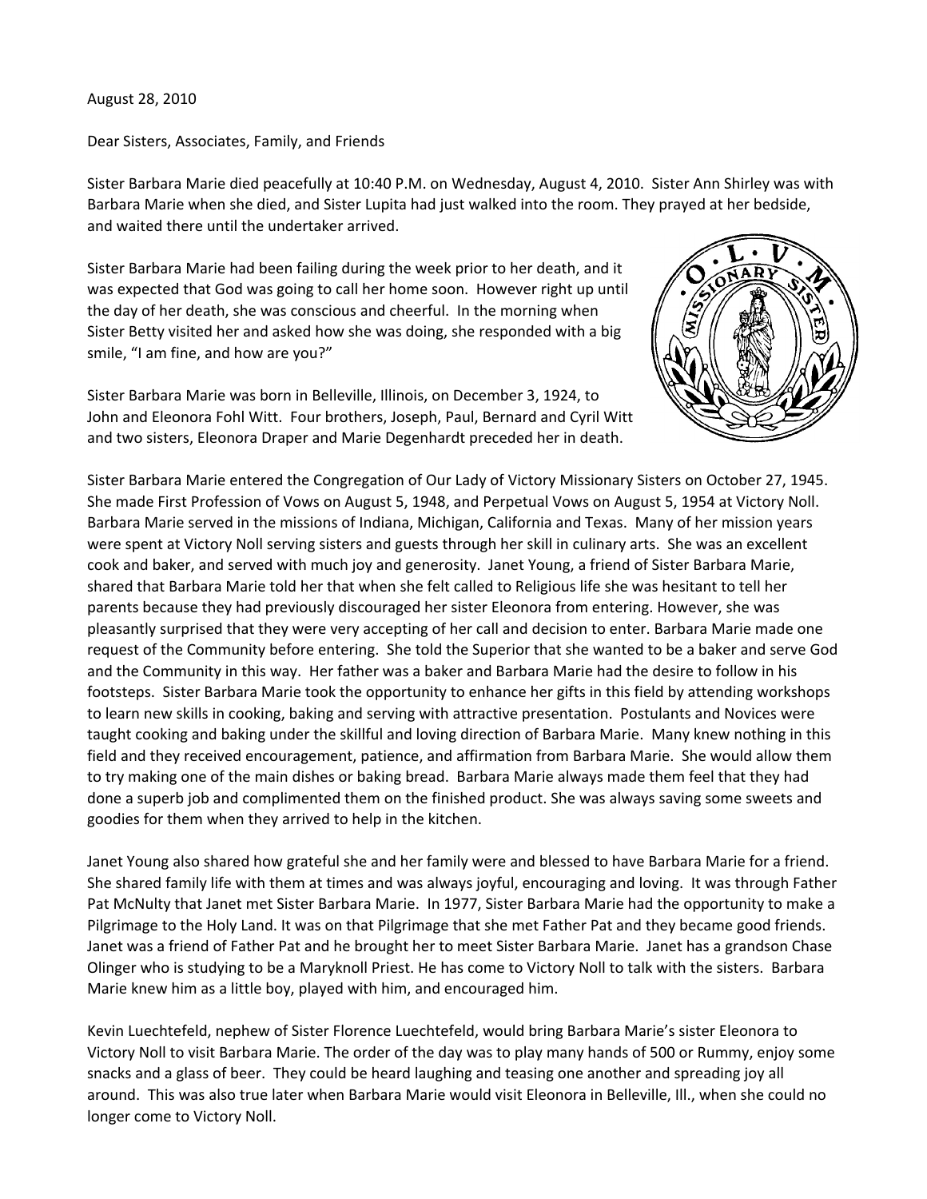August 28, 2010

Dear Sisters, Associates, Family, and Friends

Sister Barbara Marie died peacefully at 10:40 P.M. on Wednesday, August 4, 2010. Sister Ann Shirley was with Barbara Marie when she died, and Sister Lupita had just walked into the room. They prayed at her bedside, and waited there until the undertaker arrived.

Sister Barbara Marie had been failing during the week prior to her death, and it was expected that God was going to call her home soon. However right up until the day of her death, she was conscious and cheerful. In the morning when Sister Betty visited her and asked how she was doing, she responded with a big smile, "I am fine, and how are you?"

Sister Barbara Marie was born in Belleville, Illinois, on December 3, 1924, to John and Eleonora Fohl Witt. Four brothers, Joseph, Paul, Bernard and Cyril Witt and two sisters, Eleonora Draper and Marie Degenhardt preceded her in death.

Sister Barbara Marie entered the Congregation of Our Lady of Victory Missionary Sisters on October 27, 1945. She made First Profession of Vows on August 5, 1948, and Perpetual Vows on August 5, 1954 at Victory Noll. Barbara Marie served in the missions of Indiana, Michigan, California and Texas. Many of her mission years were spent at Victory Noll serving sisters and guests through her skill in culinary arts. She was an excellent cook and baker, and served with much joy and generosity. Janet Young, a friend of Sister Barbara Marie, shared that Barbara Marie told her that when she felt called to Religious life she was hesitant to tell her parents because they had previously discouraged her sister Eleonora from entering. However, she was pleasantly surprised that they were very accepting of her call and decision to enter. Barbara Marie made one request of the Community before entering. She told the Superior that she wanted to be a baker and serve God and the Community in this way. Her father was a baker and Barbara Marie had the desire to follow in his footsteps. Sister Barbara Marie took the opportunity to enhance her gifts in this field by attending workshops to learn new skills in cooking, baking and serving with attractive presentation. Postulants and Novices were taught cooking and baking under the skillful and loving direction of Barbara Marie. Many knew nothing in this field and they received encouragement, patience, and affirmation from Barbara Marie. She would allow them to try making one of the main dishes or baking bread. Barbara Marie always made them feel that they had done a superb job and complimented them on the finished product. She was always saving some sweets and goodies for them when they arrived to help in the kitchen.

Janet Young also shared how grateful she and her family were and blessed to have Barbara Marie for a friend. She shared family life with them at times and was always joyful, encouraging and loving. It was through Father Pat McNulty that Janet met Sister Barbara Marie. In 1977, Sister Barbara Marie had the opportunity to make a Pilgrimage to the Holy Land. It was on that Pilgrimage that she met Father Pat and they became good friends. Janet was a friend of Father Pat and he brought her to meet Sister Barbara Marie. Janet has a grandson Chase Olinger who is studying to be a Maryknoll Priest. He has come to Victory Noll to talk with the sisters. Barbara Marie knew him as a little boy, played with him, and encouraged him.

Kevin Luechtefeld, nephew of Sister Florence Luechtefeld, would bring Barbara Marie's sister Eleonora to Victory Noll to visit Barbara Marie. The order of the day was to play many hands of 500 or Rummy, enjoy some snacks and a glass of beer. They could be heard laughing and teasing one another and spreading joy all around. This was also true later when Barbara Marie would visit Eleonora in Belleville, Ill., when she could no longer come to Victory Noll.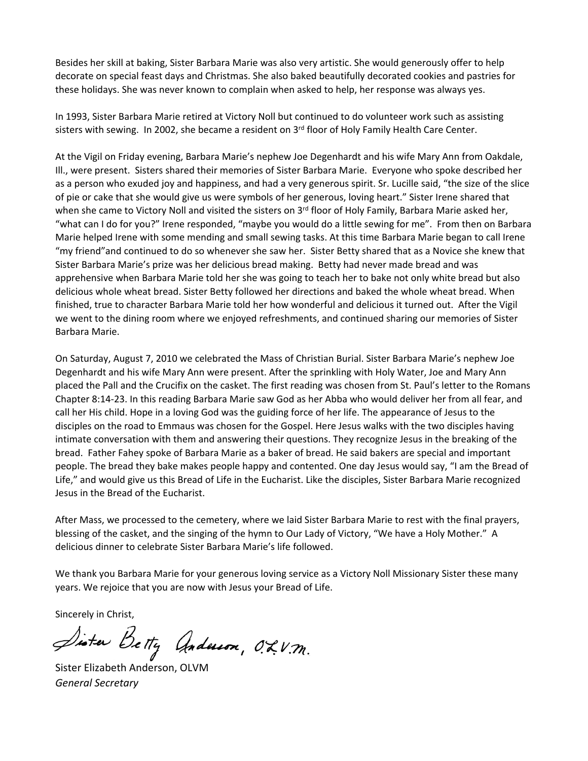Besides her skill at baking, Sister Barbara Marie was also very artistic. She would generously offer to help decorate on special feast days and Christmas. She also baked beautifully decorated cookies and pastries for these holidays. She was never known to complain when asked to help, her response was always yes.

In 1993, Sister Barbara Marie retired at Victory Noll but continued to do volunteer work such as assisting sisters with sewing. In 2002, she became a resident on 3rd floor of Holy Family Health Care Center.

At the Vigil on Friday evening, Barbara Marie's nephew Joe Degenhardt and his wife Mary Ann from Oakdale, Ill., were present. Sisters shared their memories of Sister Barbara Marie. Everyone who spoke described her as a person who exuded joy and happiness, and had a very generous spirit. Sr. Lucille said, "the size of the slice of pie or cake that she would give us were symbols of her generous, loving heart." Sister Irene shared that when she came to Victory Noll and visited the sisters on 3rd floor of Holy Family, Barbara Marie asked her, "what can I do for you?" Irene responded, "maybe you would do a little sewing for me". From then on Barbara Marie helped Irene with some mending and small sewing tasks. At this time Barbara Marie began to call Irene "my friend"and continued to do so whenever she saw her. Sister Betty shared that as a Novice she knew that Sister Barbara Marie's prize was her delicious bread making. Betty had never made bread and was apprehensive when Barbara Marie told her she was going to teach her to bake not only white bread but also delicious whole wheat bread. Sister Betty followed her directions and baked the whole wheat bread. When finished, true to character Barbara Marie told her how wonderful and delicious it turned out. After the Vigil we went to the dining room where we enjoyed refreshments, and continued sharing our memories of Sister Barbara Marie.

On Saturday, August 7, 2010 we celebrated the Mass of Christian Burial. Sister Barbara Marie's nephew Joe Degenhardt and his wife Mary Ann were present. After the sprinkling with Holy Water, Joe and Mary Ann placed the Pall and the Crucifix on the casket. The first reading was chosen from St. Paul's letter to the Romans Chapter 8:14-23. In this reading Barbara Marie saw God as her Abba who would deliver her from all fear, and call her His child. Hope in a loving God was the guiding force of her life. The appearance of Jesus to the disciples on the road to Emmaus was chosen for the Gospel. Here Jesus walks with the two disciples having intimate conversation with them and answering their questions. They recognize Jesus in the breaking of the bread. Father Fahey spoke of Barbara Marie as a baker of bread. He said bakers are special and important people. The bread they bake makes people happy and contented. One day Jesus would say, "I am the Bread of Life," and would give us this Bread of Life in the Eucharist. Like the disciples, Sister Barbara Marie recognized Jesus in the Bread of the Eucharist.

After Mass, we processed to the cemetery, where we laid Sister Barbara Marie to rest with the final prayers, blessing of the casket, and the singing of the hymn to Our Lady of Victory, "We have a Holy Mother." A delicious dinner to celebrate Sister Barbara Marie's life followed.

We thank you Barbara Marie for your generous loving service as a Victory Noll Missionary Sister these many years. We rejoice that you are now with Jesus your Bread of Life.

Sincerely in Christ,

Sister Betty Anderson, O.L.V.M.

Sister Elizabeth Anderson, OLVM
*General Secretary*